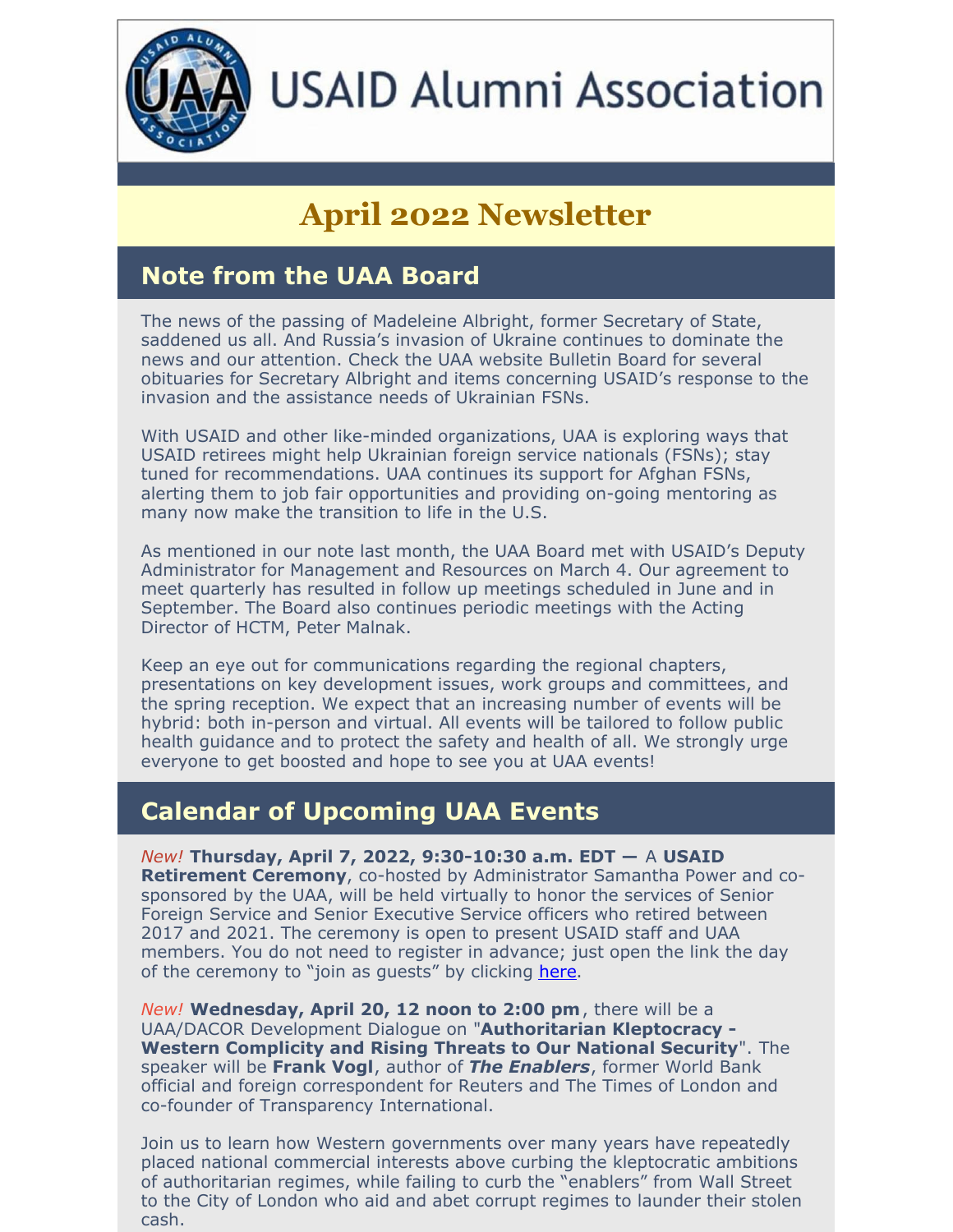USAID Alumni Association

# April 2022 Newsletter

## Note from the UAA Board

The news of the passing of Madeleine Albright, former Secretary of State, saddened us all. And Russia's invasion of Ukraine continues to dominate the news and our attention. Check the UAA website Bulletin Board for several obituaries for Secretary Albright and items concerning USAID's response to the invasion and the assistance needs of Ukrainian FSNs.

With USAID and other like-minded organizations, UAA is exploring ways that USAID retirees might help Ukrainian foreign service nationals (FSNs); stay tuned for recommendations. UAA continues its support for Afghan FSNs, alerting them to job fair opportunities and providing on-going mentoring as many now make the transition to life in the U.S.

As mentioned in our note last month, the UAA Board met with USAID's Deputy Administrator for Management and Resources on March 4. Our agreement to meet quarterly has resulted in follow up meetings scheduled in June and in September. The Board also continues periodic meetings with the Acting Director of HCTM, Peter Malnak.

Keep an eye out for communications regarding the regional chapters, presentations on key development issues, work groups and committees, and the spring reception. We expect that an increasing number of events will be hybrid: both in-person and virtual. All events will be tailored to follow public health guidance and to protect the safety and health of all. We strongly urge everyone to get boosted and hope to see you at UAA events!

## Calendar of Upcoming UAA Events

*New!* **Thursday, April 7, 2022, 9:30-10:30 a.m. EDT —** A **USAID Retirement Ceremony**, co-hosted by Administrator Samantha Power and co-sponsored by the UAA, will be held virtually to honor the services of Senior Foreign Service and Senior Executive Service officers who retired between 2017 and 2021. The ceremony is open to present USAID staff and UAA members. You do not need to register in advance; just open the link the day of the ceremony to "join as guests" by clicking here.

*New!* **Wednesday, April 20, 12 noon to 2:00 pm**, there will be a UAA/DACOR Development Dialogue on "**Authoritarian Kleptocracy - Western Complicity and Rising Threats to Our National Security**". The speaker will be **Frank Vogl**, author of ***The Enablers***, former World Bank official and foreign correspondent for Reuters and The Times of London and co-founder of Transparency International.

Join us to learn how Western governments over many years have repeatedly placed national commercial interests above curbing the kleptocratic ambitions of authoritarian regimes, while failing to curb the "enablers" from Wall Street to the City of London who aid and abet corrupt regimes to launder their stolen cash.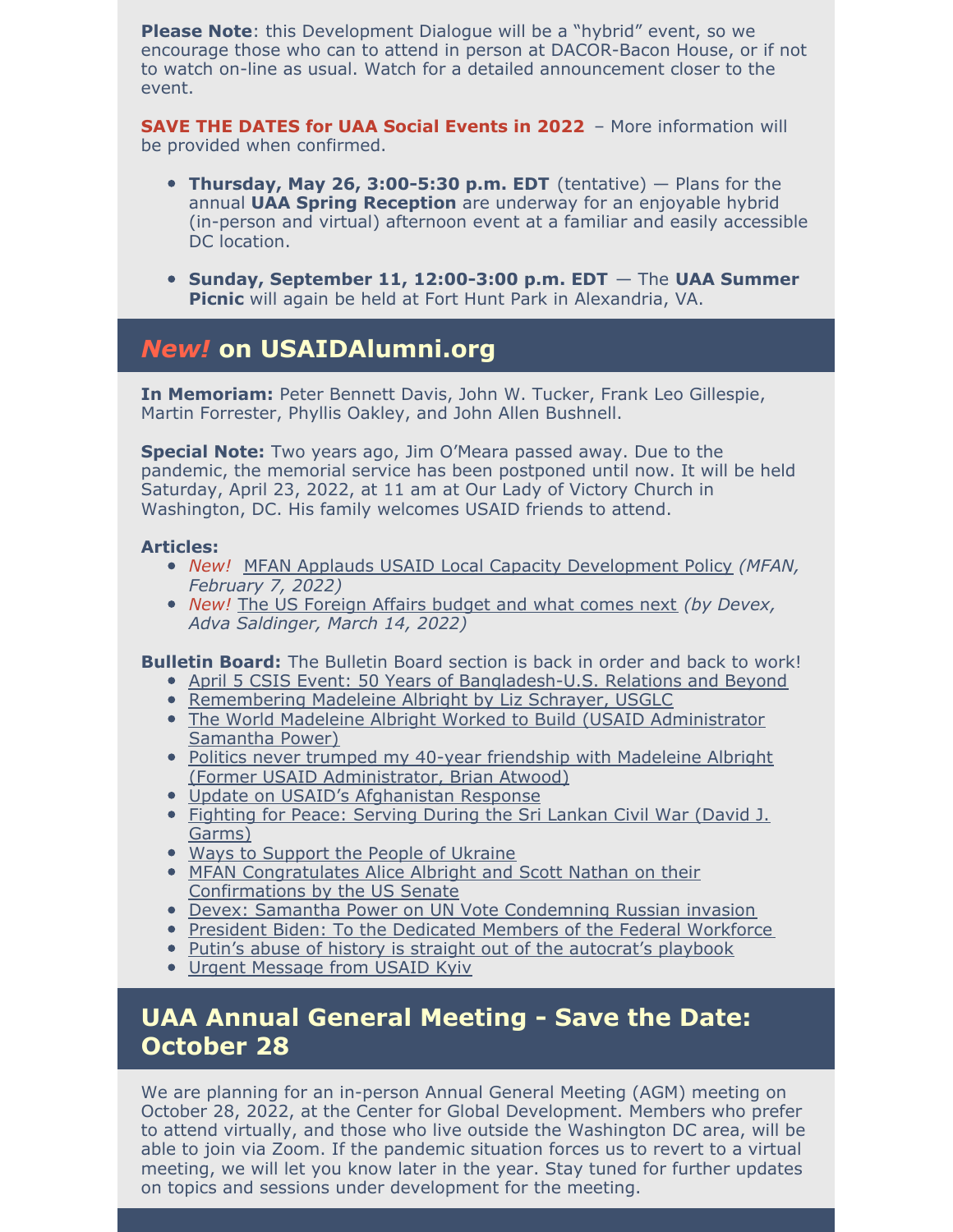**Please Note**: this Development Dialogue will be a "hybrid" event, so we encourage those who can to attend in person at DACOR-Bacon House, or if not to watch on-line as usual. Watch for a detailed announcement closer to the event.

**SAVE THE DATES for UAA Social Events in 2022** – More information will be provided when confirmed.

- **Thursday, May 26, 3:00-5:30 p.m. EDT** (tentative) — Plans for the annual **UAA Spring Reception** are underway for an enjoyable hybrid (in-person and virtual) afternoon event at a familiar and easily accessible DC location.
- **Sunday, September 11, 12:00-3:00 p.m. EDT** — The **UAA Summer Picnic** will again be held at Fort Hunt Park in Alexandria, VA.

## *New!* on USAIDAlumni.org

**In Memoriam:** Peter Bennett Davis, John W. Tucker, Frank Leo Gillespie, Martin Forrester, Phyllis Oakley, and John Allen Bushnell.

**Special Note:** Two years ago, Jim O'Meara passed away. Due to the pandemic, the memorial service has been postponed until now. It will be held Saturday, April 23, 2022, at 11 am at Our Lady of Victory Church in Washington, DC. His family welcomes USAID friends to attend.

**Articles:**

- *New!* MFAN Applauds USAID Local Capacity Development Policy *(MFAN, February 7, 2022)*
- *New!* The US Foreign Affairs budget and what comes next *(by Devex, Adva Saldinger, March 14, 2022)*

**Bulletin Board:** The Bulletin Board section is back in order and back to work!

- April 5 CSIS Event: 50 Years of Bangladesh-U.S. Relations and Beyond
- Remembering Madeleine Albright by Liz Schrayer, USGLC
- The World Madeleine Albright Worked to Build (USAID Administrator Samantha Power)
- Politics never trumped my 40-year friendship with Madeleine Albright (Former USAID Administrator, Brian Atwood)
- Update on USAID's Afghanistan Response
- Fighting for Peace: Serving During the Sri Lankan Civil War (David J. Garms)
- Ways to Support the People of Ukraine
- MFAN Congratulates Alice Albright and Scott Nathan on their Confirmations by the US Senate
- Devex: Samantha Power on UN Vote Condemning Russian invasion
- President Biden: To the Dedicated Members of the Federal Workforce
- Putin's abuse of history is straight out of the autocrat's playbook
- Urgent Message from USAID Kyiv

## UAA Annual General Meeting - Save the Date: October 28

We are planning for an in-person Annual General Meeting (AGM) meeting on October 28, 2022, at the Center for Global Development. Members who prefer to attend virtually, and those who live outside the Washington DC area, will be able to join via Zoom. If the pandemic situation forces us to revert to a virtual meeting, we will let you know later in the year. Stay tuned for further updates on topics and sessions under development for the meeting.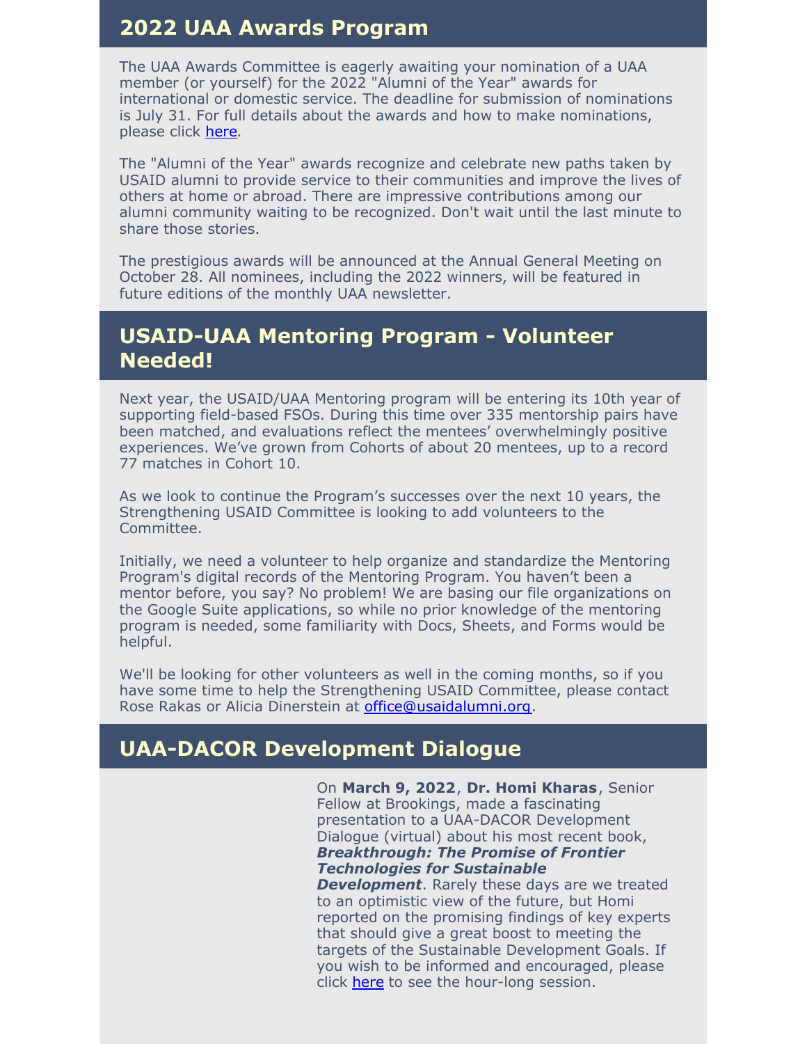## 2022 UAA Awards Program

The UAA Awards Committee is eagerly awaiting your nomination of a UAA member (or yourself) for the 2022 "Alumni of the Year" awards for international or domestic service. The deadline for submission of nominations is July 31. For full details about the awards and how to make nominations, please click here.

The "Alumni of the Year" awards recognize and celebrate new paths taken by USAID alumni to provide service to their communities and improve the lives of others at home or abroad. There are impressive contributions among our alumni community waiting to be recognized. Don't wait until the last minute to share those stories.

The prestigious awards will be announced at the Annual General Meeting on October 28. All nominees, including the 2022 winners, will be featured in future editions of the monthly UAA newsletter.

## USAID-UAA Mentoring Program - Volunteer Needed!

Next year, the USAID/UAA Mentoring program will be entering its 10th year of supporting field-based FSOs. During this time over 335 mentorship pairs have been matched, and evaluations reflect the mentees' overwhelmingly positive experiences. We've grown from Cohorts of about 20 mentees, up to a record 77 matches in Cohort 10.

As we look to continue the Program's successes over the next 10 years, the Strengthening USAID Committee is looking to add volunteers to the Committee.

Initially, we need a volunteer to help organize and standardize the Mentoring Program's digital records of the Mentoring Program. You haven't been a mentor before, you say? No problem! We are basing our file organizations on the Google Suite applications, so while no prior knowledge of the mentoring program is needed, some familiarity with Docs, Sheets, and Forms would be helpful.

We'll be looking for other volunteers as well in the coming months, so if you have some time to help the Strengthening USAID Committee, please contact Rose Rakas or Alicia Dinerstein at office@usaidalumni.org.

## UAA-DACOR Development Dialogue

On **March 9, 2022**, **Dr. Homi Kharas**, Senior Fellow at Brookings, made a fascinating presentation to a UAA-DACOR Development Dialogue (virtual) about his most recent book, ***Breakthrough: The Promise of Frontier Technologies for Sustainable Development***. Rarely these days are we treated to an optimistic view of the future, but Homi reported on the promising findings of key experts that should give a great boost to meeting the targets of the Sustainable Development Goals. If you wish to be informed and encouraged, please click here to see the hour-long session.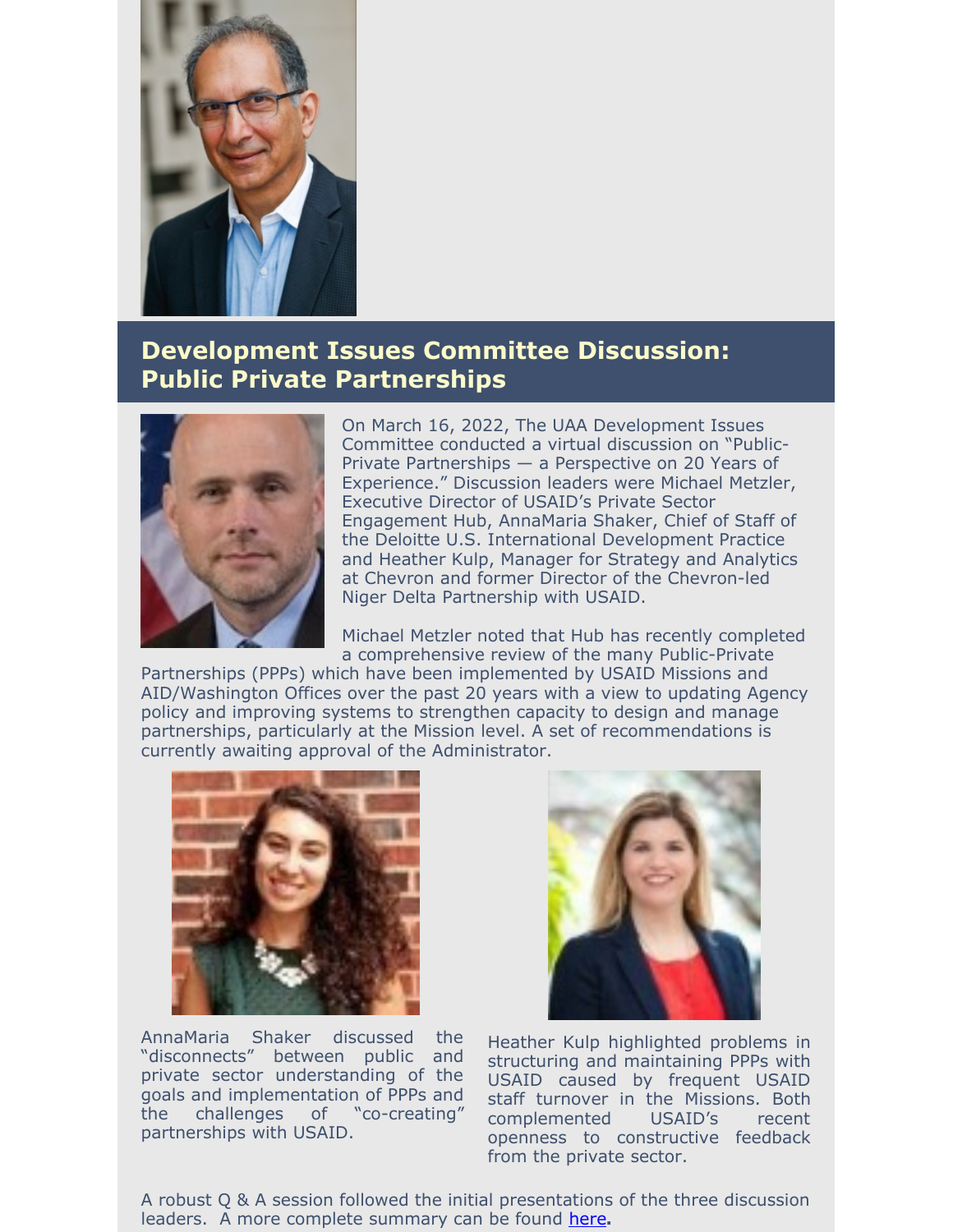## Development Issues Committee Discussion: Public Private Partnerships

On March 16, 2022, The UAA Development Issues Committee conducted a virtual discussion on "Public-Private Partnerships — a Perspective on 20 Years of Experience." Discussion leaders were Michael Metzler, Executive Director of USAID's Private Sector Engagement Hub, AnnaMaria Shaker, Chief of Staff of the Deloitte U.S. International Development Practice and Heather Kulp, Manager for Strategy and Analytics at Chevron and former Director of the Chevron-led Niger Delta Partnership with USAID.

Michael Metzler noted that Hub has recently completed a comprehensive review of the many Public-Private Partnerships (PPPs) which have been implemented by USAID Missions and AID/Washington Offices over the past 20 years with a view to updating Agency policy and improving systems to strengthen capacity to design and manage partnerships, particularly at the Mission level. A set of recommendations is currently awaiting approval of the Administrator.

AnnaMaria Shaker discussed the "disconnects" between public and private sector understanding of the goals and implementation of PPPs and the challenges of "co-creating" partnerships with USAID.

Heather Kulp highlighted problems in structuring and maintaining PPPs with USAID caused by frequent USAID staff turnover in the Missions. Both complemented USAID's recent openness to constructive feedback from the private sector.

A robust Q & A session followed the initial presentations of the three discussion leaders. A more complete summary can be found [here](#).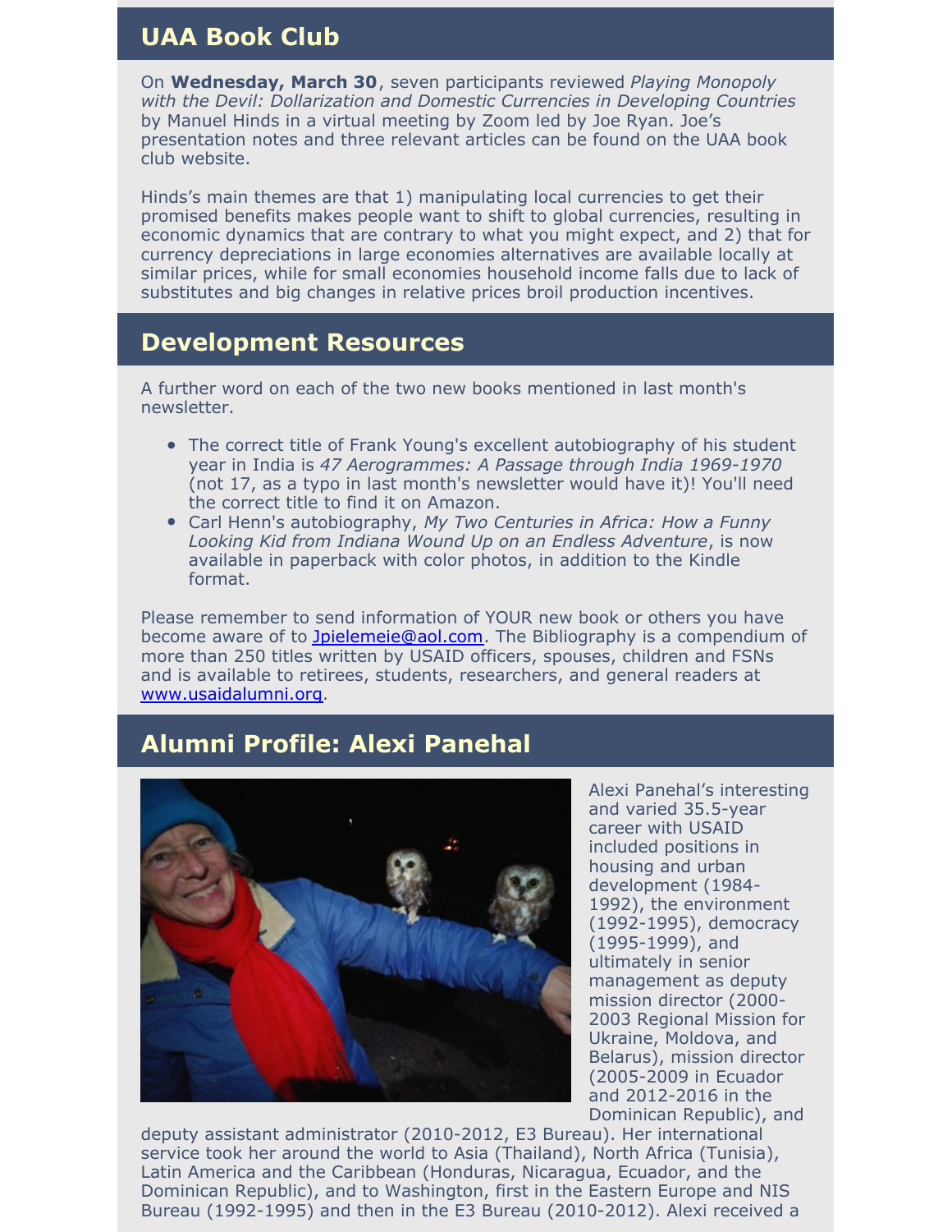## UAA Book Club

On **Wednesday, March 30**, seven participants reviewed *Playing Monopoly with the Devil: Dollarization and Domestic Currencies in Developing Countries* by Manuel Hinds in a virtual meeting by Zoom led by Joe Ryan. Joe's presentation notes and three relevant articles can be found on the UAA book club website.

Hinds's main themes are that 1) manipulating local currencies to get their promised benefits makes people want to shift to global currencies, resulting in economic dynamics that are contrary to what you might expect, and 2) that for currency depreciations in large economies alternatives are available locally at similar prices, while for small economies household income falls due to lack of substitutes and big changes in relative prices broil production incentives.

## Development Resources

A further word on each of the two new books mentioned in last month's newsletter.

- The correct title of Frank Young's excellent autobiography of his student year in India is *47 Aerogrammes: A Passage through India 1969-1970* (not 17, as a typo in last month's newsletter would have it)! You'll need the correct title to find it on Amazon.
- Carl Henn's autobiography, *My Two Centuries in Africa: How a Funny Looking Kid from Indiana Wound Up on an Endless Adventure*, is now available in paperback with color photos, in addition to the Kindle format.

Please remember to send information of YOUR new book or others you have become aware of to Jpielemeie@aol.com. The Bibliography is a compendium of more than 250 titles written by USAID officers, spouses, children and FSNs and is available to retirees, students, researchers, and general readers at www.usaidalumni.org.

## Alumni Profile: Alexi Panehal

Alexi Panehal's interesting and varied 35.5-year career with USAID included positions in housing and urban development (1984-1992), the environment (1992-1995), democracy (1995-1999), and ultimately in senior management as deputy mission director (2000-2003 Regional Mission for Ukraine, Moldova, and Belarus), mission director (2005-2009 in Ecuador and 2012-2016 in the Dominican Republic), and deputy assistant administrator (2010-2012, E3 Bureau). Her international service took her around the world to Asia (Thailand), North Africa (Tunisia), Latin America and the Caribbean (Honduras, Nicaragua, Ecuador, and the Dominican Republic), and to Washington, first in the Eastern Europe and NIS Bureau (1992-1995) and then in the E3 Bureau (2010-2012). Alexi received a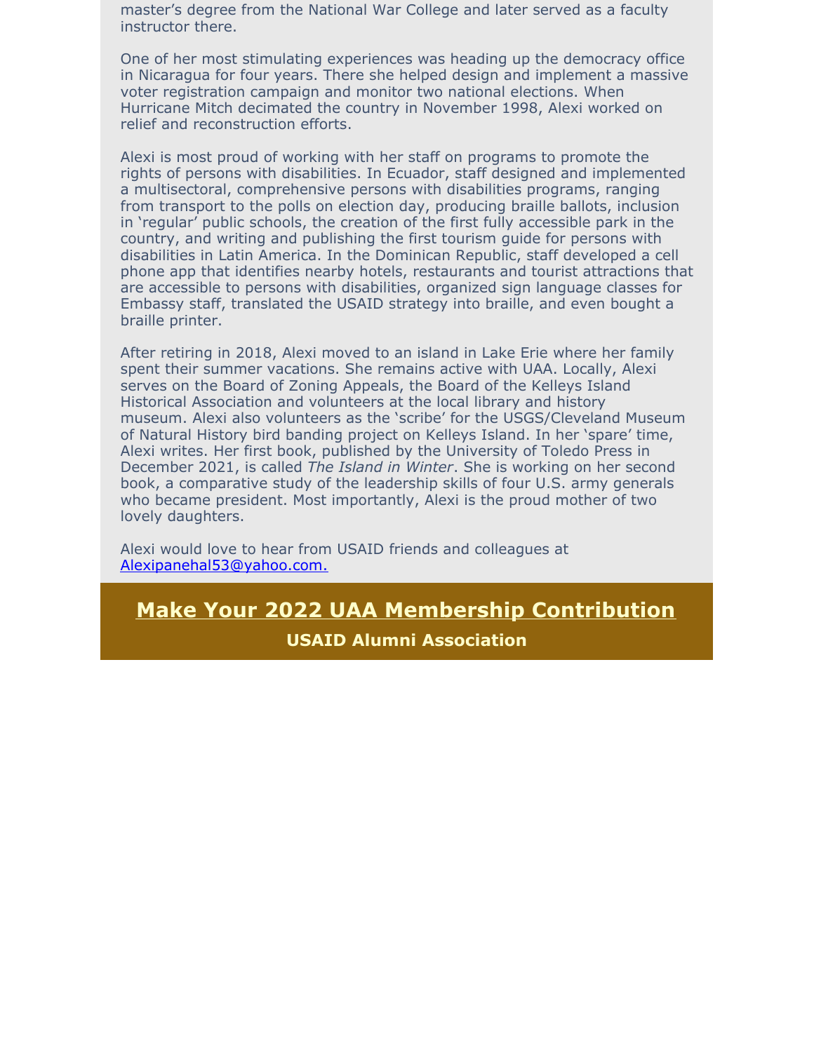master's degree from the National War College and later served as a faculty instructor there.

One of her most stimulating experiences was heading up the democracy office in Nicaragua for four years. There she helped design and implement a massive voter registration campaign and monitor two national elections. When Hurricane Mitch decimated the country in November 1998, Alexi worked on relief and reconstruction efforts.

Alexi is most proud of working with her staff on programs to promote the rights of persons with disabilities. In Ecuador, staff designed and implemented a multisectoral, comprehensive persons with disabilities programs, ranging from transport to the polls on election day, producing braille ballots, inclusion in 'regular' public schools, the creation of the first fully accessible park in the country, and writing and publishing the first tourism guide for persons with disabilities in Latin America. In the Dominican Republic, staff developed a cell phone app that identifies nearby hotels, restaurants and tourist attractions that are accessible to persons with disabilities, organized sign language classes for Embassy staff, translated the USAID strategy into braille, and even bought a braille printer.

After retiring in 2018, Alexi moved to an island in Lake Erie where her family spent their summer vacations. She remains active with UAA. Locally, Alexi serves on the Board of Zoning Appeals, the Board of the Kelleys Island Historical Association and volunteers at the local library and history museum. Alexi also volunteers as the 'scribe' for the USGS/Cleveland Museum of Natural History bird banding project on Kelleys Island. In her 'spare' time, Alexi writes. Her first book, published by the University of Toledo Press in December 2021, is called *The Island in Winter*. She is working on her second book, a comparative study of the leadership skills of four U.S. army generals who became president. Most importantly, Alexi is the proud mother of two lovely daughters.

Alexi would love to hear from USAID friends and colleagues at Alexipanehal53@yahoo.com.

**Make Your 2022 UAA Membership Contribution**

**USAID Alumni Association**